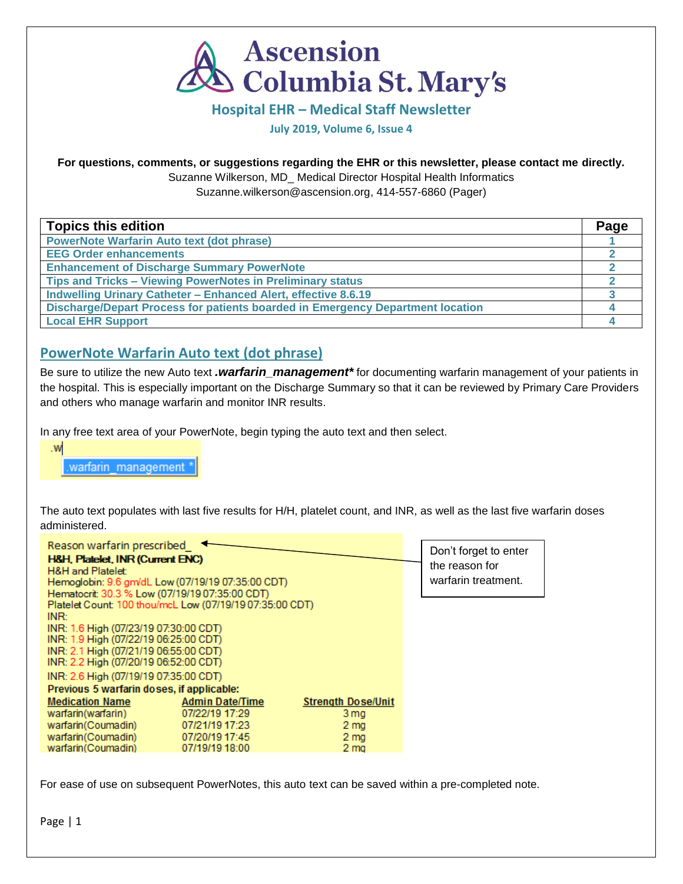# Ascension Columbia St. Mary's

## Hospital EHR – Medical Staff Newsletter

**July 2019, Volume 6, Issue 4**

**For questions, comments, or suggestions regarding the EHR or this newsletter, please contact me directly.**
Suzanne Wilkerson, MD_ Medical Director Hospital Health Informatics
Suzanne.wilkerson@ascension.org, 414-557-6860 (Pager)

| Topics this edition | Page |
|---|---|
| PowerNote Warfarin Auto text (dot phrase) | 1 |
| EEG Order enhancements | 2 |
| Enhancement of Discharge Summary PowerNote | 2 |
| Tips and Tricks – Viewing PowerNotes in Preliminary status | 2 |
| Indwelling Urinary Catheter – Enhanced Alert, effective 8.6.19 | 3 |
| Discharge/Depart Process for patients boarded in Emergency Department location | 4 |
| Local EHR Support | 4 |

## PowerNote Warfarin Auto text (dot phrase)

Be sure to utilize the new Auto text ***.warfarin_management**** for documenting warfarin management of your patients in the hospital. This is especially important on the Discharge Summary so that it can be reviewed by Primary Care Providers and others who manage warfarin and monitor INR results.

In any free text area of your PowerNote, begin typing the auto text and then select.

.w
.warfarin_management *

The auto text populates with last five results for H/H, platelet count, and INR, as well as the last five warfarin doses administered.

Reason warfarin prescribed_

**H&H, Platelet, INR (Current ENC)**
H&H and Platelet:
Hemoglobin: 9.6 gm/dL Low (07/19/19 07:35:00 CDT)
Hematocrit: 30.3 % Low (07/19/19 07:35:00 CDT)
Platelet Count: 100 thou/mcL Low (07/19/19 07:35:00 CDT)
INR:
INR: 1.6 High (07/23/19 07:30:00 CDT)
INR: 1.9 High (07/22/19 06:25:00 CDT)
INR: 2.1 High (07/21/19 06:55:00 CDT)
INR: 2.2 High (07/20/19 06:52:00 CDT)
INR: 2.6 High (07/19/19 07:35:00 CDT)

**Previous 5 warfarin doses, if applicable:**

| Medication Name | Admin Date/Time | Strength Dose/Unit |
|---|---|---|
| warfarin(warfarin) | 07/22/19 17:29 | 3 mg |
| warfarin(Coumadin) | 07/21/19 17:23 | 2 mg |
| warfarin(Coumadin) | 07/20/19 17:45 | 2 mg |
| warfarin(Coumadin) | 07/19/19 18:00 | 2 mg |

Don't forget to enter the reason for warfarin treatment.

For ease of use on subsequent PowerNotes, this auto text can be saved within a pre-completed note.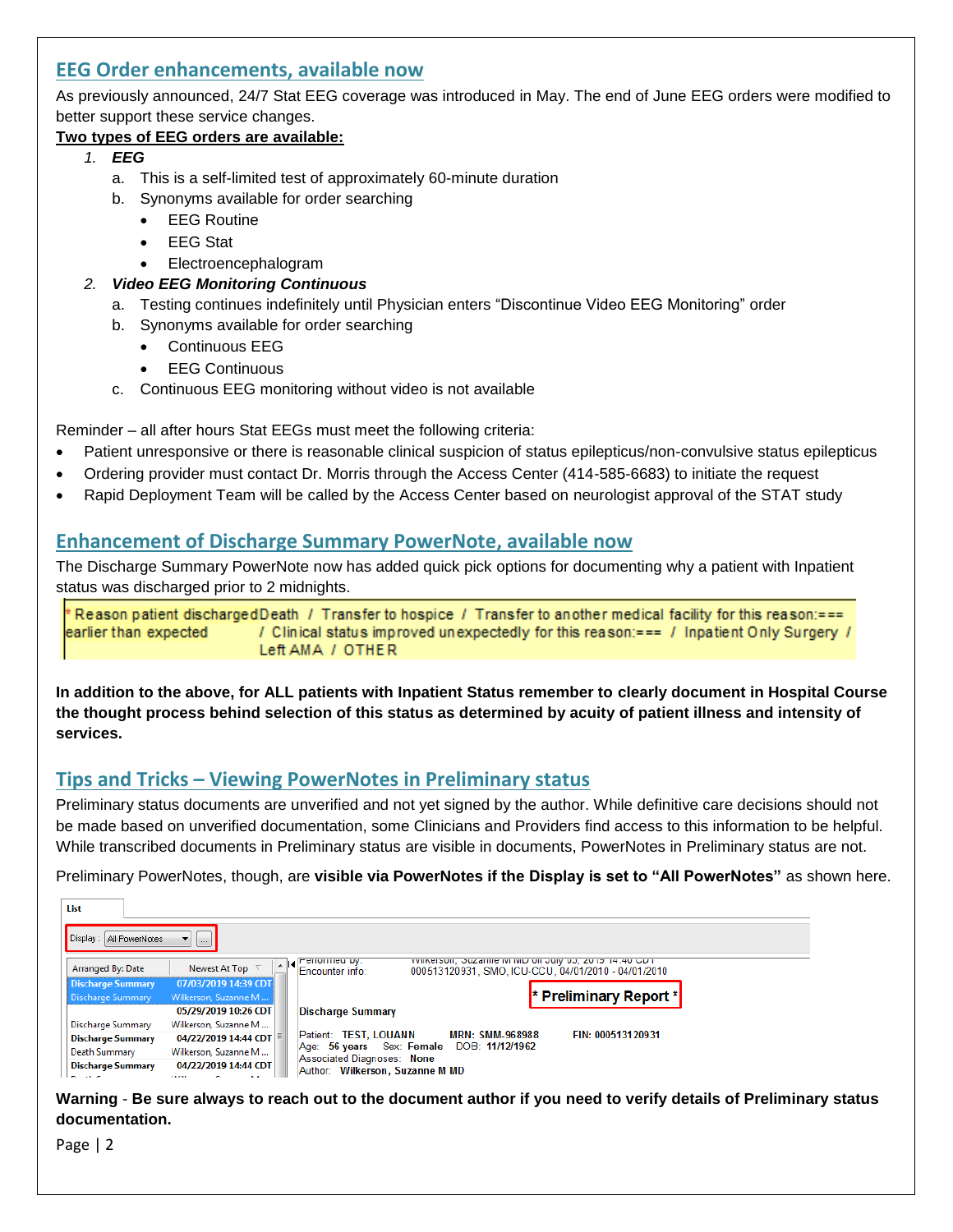## EEG Order enhancements, available now

As previously announced, 24/7 Stat EEG coverage was introduced in May. The end of June EEG orders were modified to better support these service changes.

**Two types of EEG orders are available:**

1. ***EEG***
   a. This is a self-limited test of approximately 60-minute duration
   b. Synonyms available for order searching
      - EEG Routine
      - EEG Stat
      - Electroencephalogram
2. ***Video EEG Monitoring Continuous***
   a. Testing continues indefinitely until Physician enters "Discontinue Video EEG Monitoring" order
   b. Synonyms available for order searching
      - Continuous EEG
      - EEG Continuous
   c. Continuous EEG monitoring without video is not available

Reminder – all after hours Stat EEGs must meet the following criteria:

- Patient unresponsive or there is reasonable clinical suspicion of status epilepticus/non-convulsive status epilepticus
- Ordering provider must contact Dr. Morris through the Access Center (414-585-6683) to initiate the request
- Rapid Deployment Team will be called by the Access Center based on neurologist approval of the STAT study

## Enhancement of Discharge Summary PowerNote, available now

The Discharge Summary PowerNote now has added quick pick options for documenting why a patient with Inpatient status was discharged prior to 2 midnights.

| * Reason patient discharged earlier than expected | Death / Transfer to hospice / Transfer to another medical facility for this reason:=== / Clinical status improved unexpectedly for this reason:=== / Inpatient Only Surgery / Left AMA / OTHER |
|---|---|

**In addition to the above, for ALL patients with Inpatient Status remember to clearly document in Hospital Course the thought process behind selection of this status as determined by acuity of patient illness and intensity of services.**

## Tips and Tricks – Viewing PowerNotes in Preliminary status

Preliminary status documents are unverified and not yet signed by the author. While definitive care decisions should not be made based on unverified documentation, some Clinicians and Providers find access to this information to be helpful. While transcribed documents in Preliminary status are visible in documents, PowerNotes in Preliminary status are not.

Preliminary PowerNotes, though, are **visible via PowerNotes if the Display is set to "All PowerNotes"** as shown here.

List

Display : All PowerNotes

| Arranged By: Date | Newest At Top |
|---|---|
| Discharge Summary | 07/03/2019 14:39 CDT |
| Discharge Summary | Wilkerson, Suzanne M ... |
| | 05/29/2019 10:26 CDT |
| Discharge Summary | Wilkerson, Suzanne M ... |
| Discharge Summary | 04/22/2019 14:44 CDT |
| Death Summary | Wilkerson, Suzanne M ... |
| Discharge Summary | 04/22/2019 14:44 CDT |

Performed by: Wilkerson, Suzanne M MD on July 03, 2019 14:40 CDT
Encounter info: 000513120931, SMO, ICU-CCU, 04/01/2010 - 04/01/2010

\* Preliminary Report \*

Discharge Summary

Patient: TEST, LOUANN MRN: SMM-968988 FIN: 000513120931
Age: 56 years Sex: Female DOB: 11/12/1962
Associated Diagnoses: None
Author: Wilkerson, Suzanne M MD

**Warning - Be sure always to reach out to the document author if you need to verify details of Preliminary status documentation.**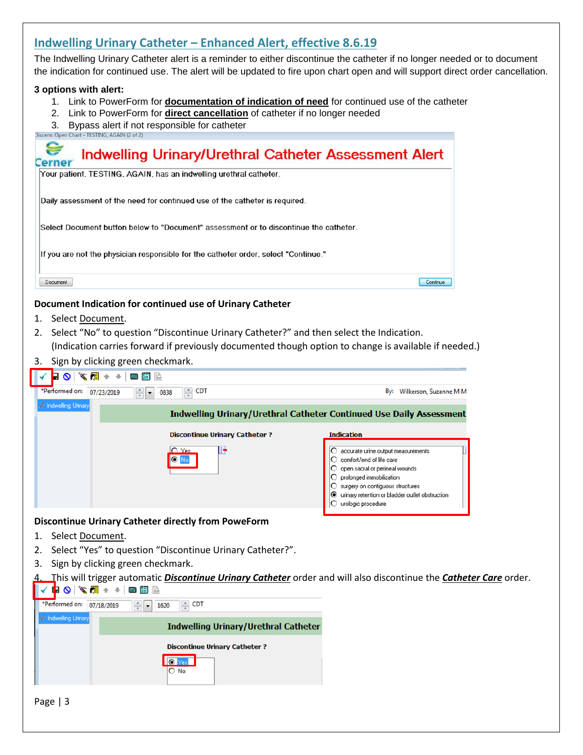## Indwelling Urinary Catheter – Enhanced Alert, effective 8.6.19

The Indwelling Urinary Catheter alert is a reminder to either discontinue the catheter if no longer needed or to document the indication for continued use. The alert will be updated to fire upon chart open and will support direct order cancellation.

**3 options with alert:**

1. Link to PowerForm for **documentation of indication of need** for continued use of the catheter
2. Link to PowerForm for **direct cancellation** of catheter if no longer needed
3. Bypass alert if not responsible for catheter

Discern: Open Chart - TESTING, AGAIN (2 of 2)

Cerner **Indwelling Urinary/Urethral Catheter Assessment Alert**

Your patient, TESTING, AGAIN, has an indwelling urethral catheter.

Daily assessment of the need for continued use of the catheter is required.

Select Document button below to "Document" assessment or to discontinue the catheter.

If you are not the physician responsible for the catheter order, select "Continue."

Document | Continue

**Document Indication for continued use of Urinary Catheter**

1. Select Document.
2. Select "No" to question "Discontinue Urinary Catheter?" and then select the Indication. (Indication carries forward if previously documented though option to change is available if needed.)
3. Sign by clicking green checkmark.

*Performed on: 07/23/2019 0838 CDT By: Wilkerson, Suzanne M M

Indwelling Urinary

**Indwelling Urinary/Urethral Catheter Continued Use Daily Assessment**

Discontinue Urinary Catheter ?
- Yes
- No

Indication
- accurate urine output measurements
- comfort/end of life care
- open sacral or perineal wounds
- prolonged immobilization
- surgery on contiguous structures
- urinary retention or bladder outlet obstruction
- urologic procedure

**Discontinue Urinary Catheter directly from PoweForm**

1. Select Document.
2. Select "Yes" to question "Discontinue Urinary Catheter?".
3. Sign by clicking green checkmark.
4. This will trigger automatic ***Discontinue Urinary Catheter*** order and will also discontinue the ***Catheter Care*** order.

*Performed on: 07/18/2019 1620 CDT

Indwelling Urinary

**Indwelling Urinary/Urethral Catheter**

Discontinue Urinary Catheter ?
- Yes
- No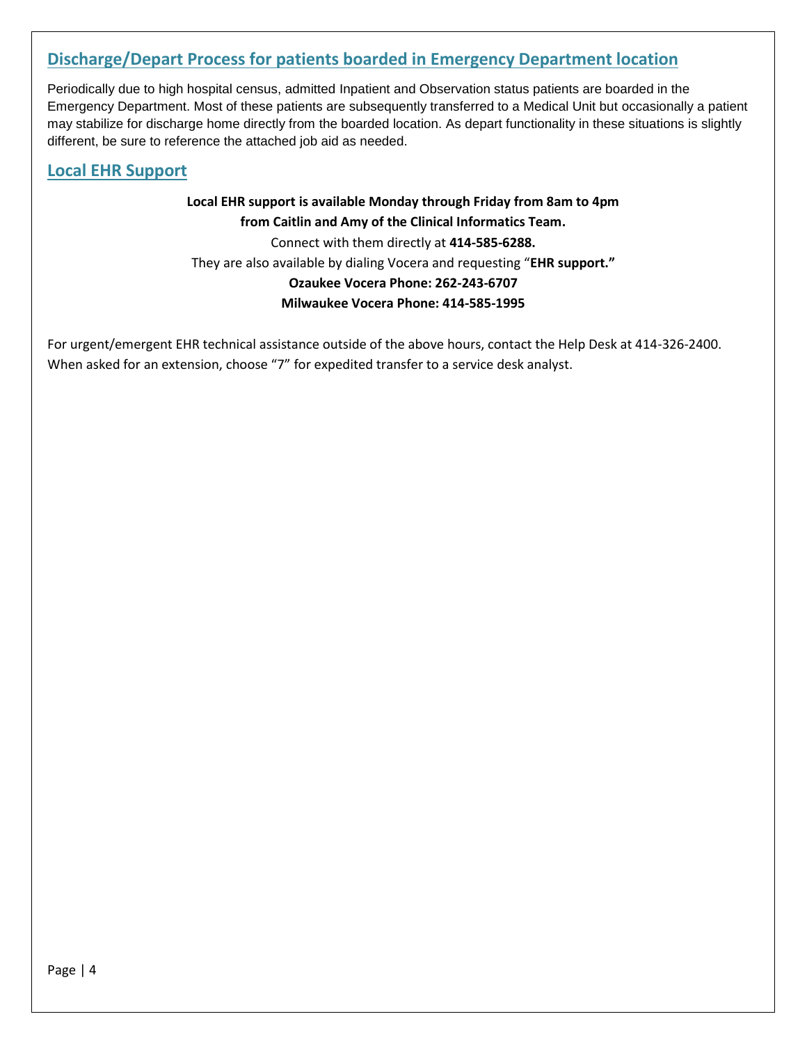## Discharge/Depart Process for patients boarded in Emergency Department location

Periodically due to high hospital census, admitted Inpatient and Observation status patients are boarded in the Emergency Department. Most of these patients are subsequently transferred to a Medical Unit but occasionally a patient may stabilize for discharge home directly from the boarded location. As depart functionality in these situations is slightly different, be sure to reference the attached job aid as needed.

## Local EHR Support

**Local EHR support is available Monday through Friday from 8am to 4pm**
**from Caitlin and Amy of the Clinical Informatics Team.**
Connect with them directly at **414-585-6288.**
They are also available by dialing Vocera and requesting "**EHR support."**
**Ozaukee Vocera Phone: 262-243-6707**
**Milwaukee Vocera Phone: 414-585-1995**

For urgent/emergent EHR technical assistance outside of the above hours, contact the Help Desk at 414-326-2400. When asked for an extension, choose "7" for expedited transfer to a service desk analyst.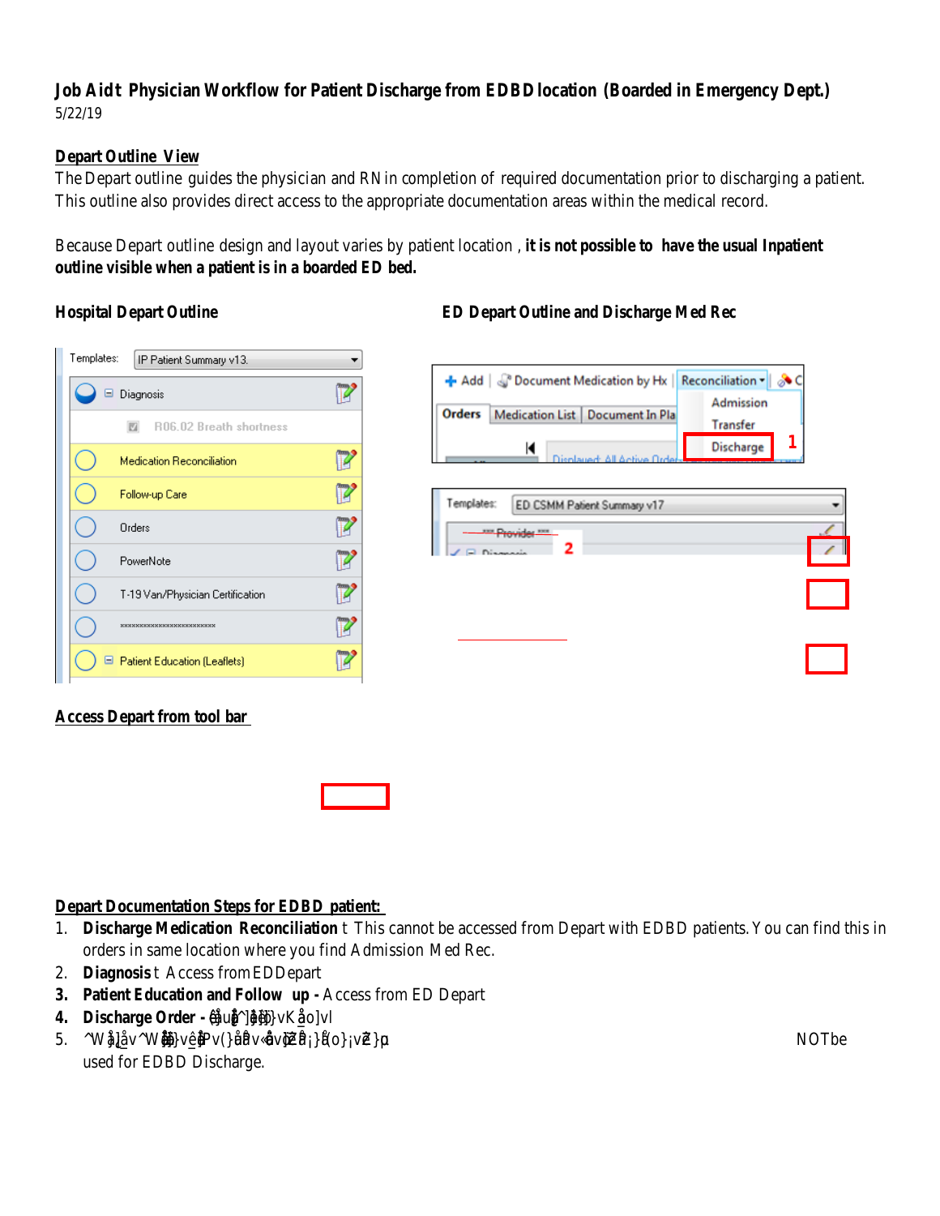**Job Aidt Physician Workflow for Patient Discharge from EDBD location (Boarded in Emergency Dept.)**
5/22/19

**Depart Outline View**

The Depart outline guides the physician and RN in completion of required documentation prior to discharging a patient. This outline also provides direct access to the appropriate documentation areas within the medical record.

Because Depart outline design and layout varies by patient location , **it is not possible to have the usual Inpatient outline visible when a patient is in a boarded ED bed.**

**Hospital Depart Outline**

Templates: IP Patient Summary v13

- Diagnosis
  - R06.02 Breath shortness
- Medication Reconciliation
- Follow-up Care
- Orders
- PowerNote
- T-19 Van/Physician Certification
- \*\*\*\*\*\*\*\*\*\*\*\*\*\*\*\*\*\*\*\*\*\*\*\*
- Patient Education (Leaflets)

**ED Depart Outline and Discharge Med Rec**

Add | Document Medication by Hx | Reconciliation

Orders | Medication List | Document In Pla

Admission
Transfer
Discharge 1

Templates: ED CSMM Patient Summary v17

\*\*\* Provider \*\*\*
Diagnosis 2

**Access Depart from tool bar**

**Depart Documentation Steps for EDBD patient:**

1. **Discharge Medication Reconciliation** t This cannot be accessed from Depart with EDBD patients. You can find this in orders in same location where you find Admission Med Rec.
2. **Diagnosis** t Access from ED Depart
3. **Patient Education and Follow up -** Access from ED Depart
4. **Discharge Order -** ꞌ}uꞌ^]ꞌ}vKꞌo]vl
5. ^Wꞌ]ꞌv^Wꞌ}vꞌPv(}ꞌvꞌvꞌꞌ;}ꞌo}¡vꞌ}u NOT be used for EDBD Discharge.